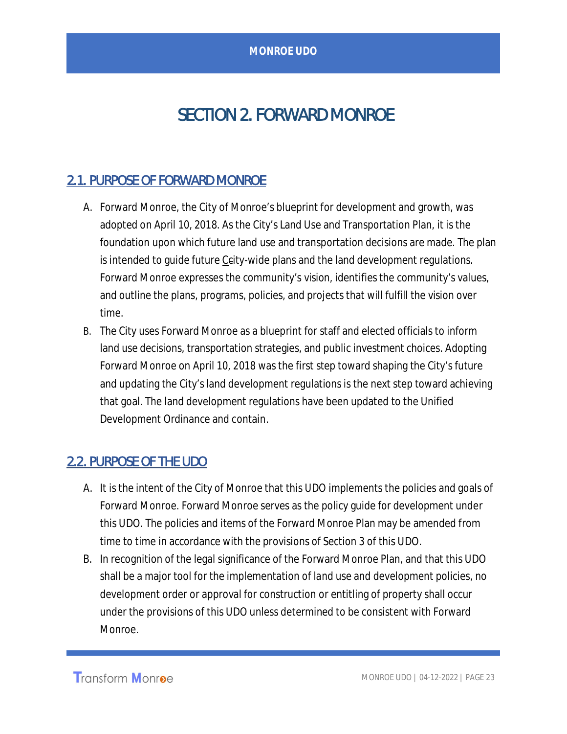# SECTION 2. FORWARD MONROE

## 2.1. PURPOSE OF FORWARD MONROE

A. Forward Monroe, the City of Monroe's blueprint for development and growth, was adopted on April 10, 2018. As the City's Land Use and Transportation Plan, it is the foundation upon which future land use and transportation decisions are made. The plan is intended to guide future Ccity-wide plans and the land development regulations. Forward Monroe expresses the community's vision, identifies the community's values, and outline the plans, programs, policies, and projects that will fulfill the vision over time.

B. The City uses Forward Monroe as a blueprint for staff and elected officials to inform land use decisions, transportation strategies, and public investment choices. Adopting Forward Monroe on April 10, 2018 was the first step toward shaping the City's future and updating the City's land development regulations is the next step toward achieving that goal. The land development regulations have been updated to the Unified Development Ordinance and contain.

## 2.2. PURPOSE OF THE UDO

A. It is the intent of the City of Monroe that this UDO implements the policies and goals of Forward Monroe. Forward Monroe serves as the policy guide for development under this UDO. The policies and items of the Forward Monroe Plan may be amended from time to time in accordance with the provisions of Section 3 of this UDO.

B. In recognition of the legal significance of the Forward Monroe Plan, and that this UDO shall be a major tool for the implementation of land use and development policies, no development order or approval for construction or entitling of property shall occur under the provisions of this UDO unless determined to be consistent with Forward Monroe.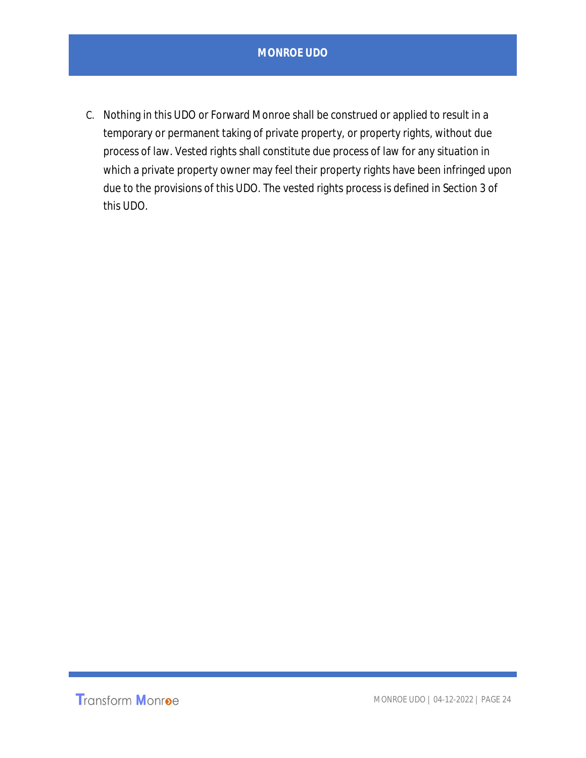C. Nothing in this UDO or Forward Monroe shall be construed or applied to result in a temporary or permanent taking of private property, or property rights, without due process of law. Vested rights shall constitute due process of law for any situation in which a private property owner may feel their property rights have been infringed upon due to the provisions of this UDO. The vested rights process is defined in Section 3 of this UDO.